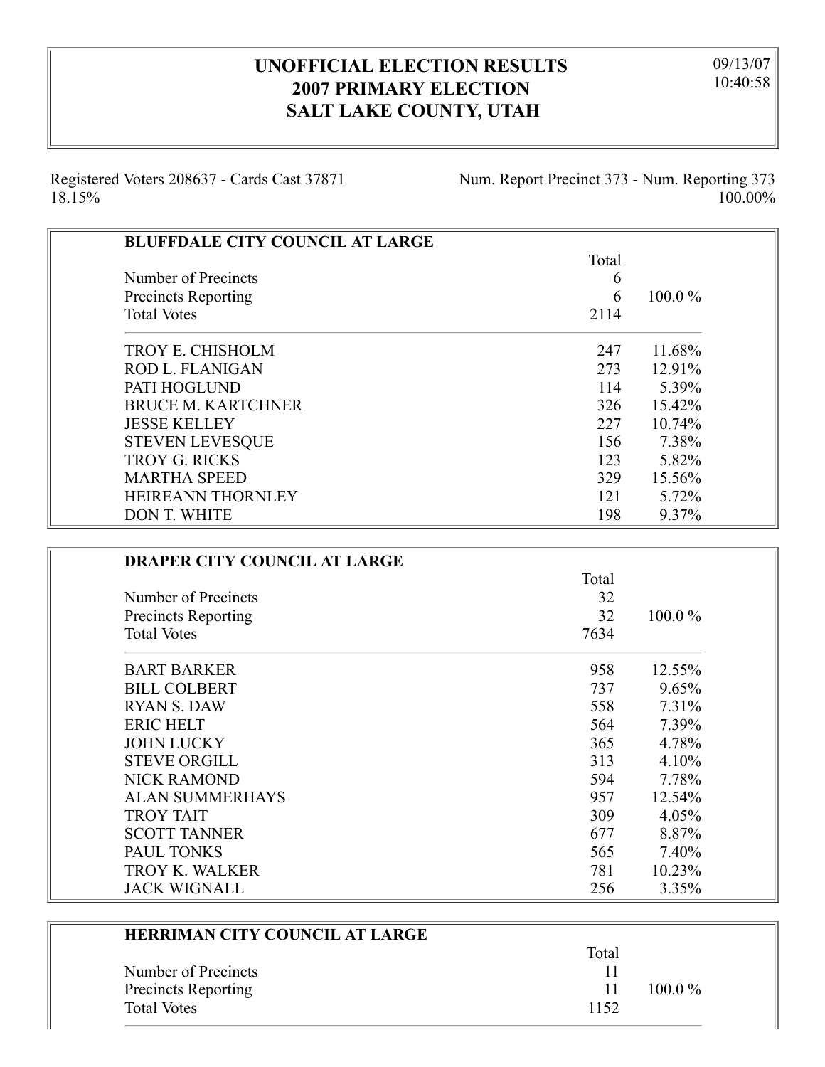# UNOFFICIAL ELECTION RESULTS
# 2007 PRIMARY ELECTION
# SALT LAKE COUNTY, UTAH

09/13/07
10:40:58

Registered Voters 208637 - Cards Cast 37871 18.15%

Num. Report Precinct 373 - Num. Reporting 373 100.00%

## BLUFFDALE CITY COUNCIL AT LARGE

| | Total | |
|---|---|---|
| Number of Precincts | 6 | |
| Precincts Reporting | 6 | 100.0 % |
| Total Votes | 2114 | |
| TROY E. CHISHOLM | 247 | 11.68% |
| ROD L. FLANIGAN | 273 | 12.91% |
| PATI HOGLUND | 114 | 5.39% |
| BRUCE M. KARTCHNER | 326 | 15.42% |
| JESSE KELLEY | 227 | 10.74% |
| STEVEN LEVESQUE | 156 | 7.38% |
| TROY G. RICKS | 123 | 5.82% |
| MARTHA SPEED | 329 | 15.56% |
| HEIREANN THORNLEY | 121 | 5.72% |
| DON T. WHITE | 198 | 9.37% |

## DRAPER CITY COUNCIL AT LARGE

| | Total | |
|---|---|---|
| Number of Precincts | 32 | |
| Precincts Reporting | 32 | 100.0 % |
| Total Votes | 7634 | |
| BART BARKER | 958 | 12.55% |
| BILL COLBERT | 737 | 9.65% |
| RYAN S. DAW | 558 | 7.31% |
| ERIC HELT | 564 | 7.39% |
| JOHN LUCKY | 365 | 4.78% |
| STEVE ORGILL | 313 | 4.10% |
| NICK RAMOND | 594 | 7.78% |
| ALAN SUMMERHAYS | 957 | 12.54% |
| TROY TAIT | 309 | 4.05% |
| SCOTT TANNER | 677 | 8.87% |
| PAUL TONKS | 565 | 7.40% |
| TROY K. WALKER | 781 | 10.23% |
| JACK WIGNALL | 256 | 3.35% |

## HERRIMAN CITY COUNCIL AT LARGE

| | Total | |
|---|---|---|
| Number of Precincts | 11 | |
| Precincts Reporting | 11 | 100.0 % |
| Total Votes | 1152 | |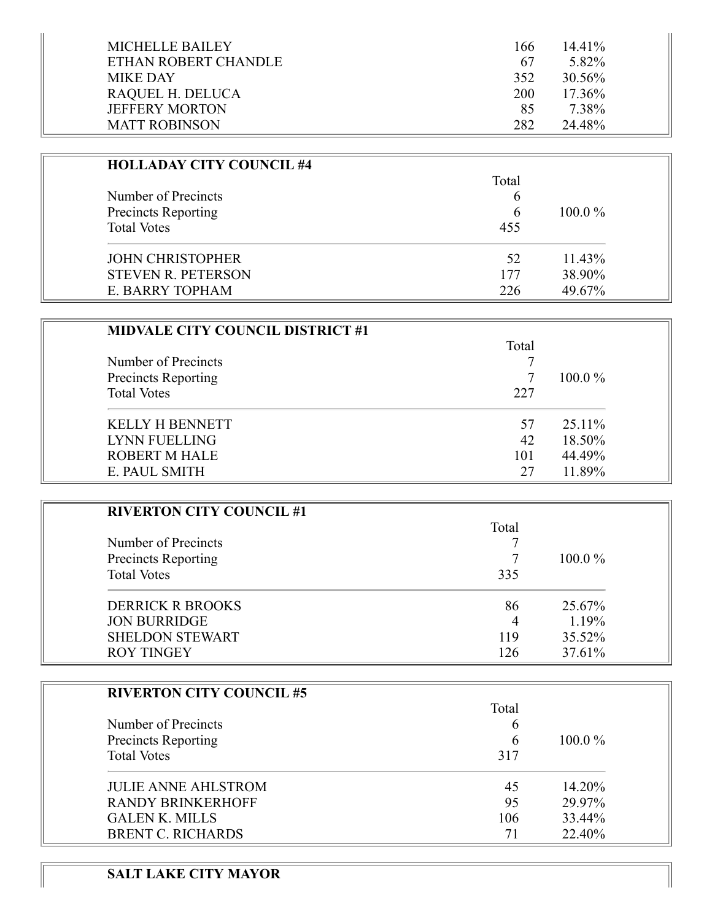| | | |
|---|---|---|
| MICHELLE BAILEY | 166 | 14.41% |
| ETHAN ROBERT CHANDLE | 67 | 5.82% |
| MIKE DAY | 352 | 30.56% |
| RAQUEL H. DELUCA | 200 | 17.36% |
| JEFFERY MORTON | 85 | 7.38% |
| MATT ROBINSON | 282 | 24.48% |

**HOLLADAY CITY COUNCIL #4**

| | Total | |
|---|---|---|
| Number of Precincts | 6 | |
| Precincts Reporting | 6 | 100.0 % |
| Total Votes | 455 | |
| JOHN CHRISTOPHER | 52 | 11.43% |
| STEVEN R. PETERSON | 177 | 38.90% |
| E. BARRY TOPHAM | 226 | 49.67% |

**MIDVALE CITY COUNCIL DISTRICT #1**

| | Total | |
|---|---|---|
| Number of Precincts | 7 | |
| Precincts Reporting | 7 | 100.0 % |
| Total Votes | 227 | |
| KELLY H BENNETT | 57 | 25.11% |
| LYNN FUELLING | 42 | 18.50% |
| ROBERT M HALE | 101 | 44.49% |
| E. PAUL SMITH | 27 | 11.89% |

**RIVERTON CITY COUNCIL #1**

| | Total | |
|---|---|---|
| Number of Precincts | 7 | |
| Precincts Reporting | 7 | 100.0 % |
| Total Votes | 335 | |
| DERRICK R BROOKS | 86 | 25.67% |
| JON BURRIDGE | 4 | 1.19% |
| SHELDON STEWART | 119 | 35.52% |
| ROY TINGEY | 126 | 37.61% |

**RIVERTON CITY COUNCIL #5**

| | Total | |
|---|---|---|
| Number of Precincts | 6 | |
| Precincts Reporting | 6 | 100.0 % |
| Total Votes | 317 | |
| JULIE ANNE AHLSTROM | 45 | 14.20% |
| RANDY BRINKERHOFF | 95 | 29.97% |
| GALEN K. MILLS | 106 | 33.44% |
| BRENT C. RICHARDS | 71 | 22.40% |

**SALT LAKE CITY MAYOR**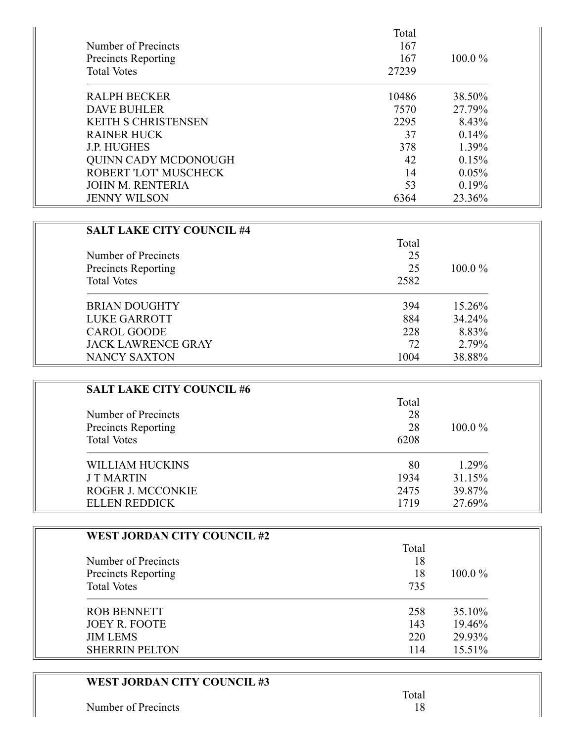| | Total | |
|---|---|---|
| Number of Precincts | 167 | |
| Precincts Reporting | 167 | 100.0 % |
| Total Votes | 27239 | |
| RALPH BECKER | 10486 | 38.50% |
| DAVE BUHLER | 7570 | 27.79% |
| KEITH S CHRISTENSEN | 2295 | 8.43% |
| RAINER HUCK | 37 | 0.14% |
| J.P. HUGHES | 378 | 1.39% |
| QUINN CADY MCDONOUGH | 42 | 0.15% |
| ROBERT 'LOT' MUSCHECK | 14 | 0.05% |
| JOHN M. RENTERIA | 53 | 0.19% |
| JENNY WILSON | 6364 | 23.36% |

**SALT LAKE CITY COUNCIL #4**

| | Total | |
|---|---|---|
| Number of Precincts | 25 | |
| Precincts Reporting | 25 | 100.0 % |
| Total Votes | 2582 | |
| BRIAN DOUGHTY | 394 | 15.26% |
| LUKE GARROTT | 884 | 34.24% |
| CAROL GOODE | 228 | 8.83% |
| JACK LAWRENCE GRAY | 72 | 2.79% |
| NANCY SAXTON | 1004 | 38.88% |

**SALT LAKE CITY COUNCIL #6**

| | Total | |
|---|---|---|
| Number of Precincts | 28 | |
| Precincts Reporting | 28 | 100.0 % |
| Total Votes | 6208 | |
| WILLIAM HUCKINS | 80 | 1.29% |
| J T MARTIN | 1934 | 31.15% |
| ROGER J. MCCONKIE | 2475 | 39.87% |
| ELLEN REDDICK | 1719 | 27.69% |

**WEST JORDAN CITY COUNCIL #2**

| | Total | |
|---|---|---|
| Number of Precincts | 18 | |
| Precincts Reporting | 18 | 100.0 % |
| Total Votes | 735 | |
| ROB BENNETT | 258 | 35.10% |
| JOEY R. FOOTE | 143 | 19.46% |
| JIM LEMS | 220 | 29.93% |
| SHERRIN PELTON | 114 | 15.51% |

**WEST JORDAN CITY COUNCIL #3**

| | Total | |
|---|---|---|
| Number of Precincts | 18 | |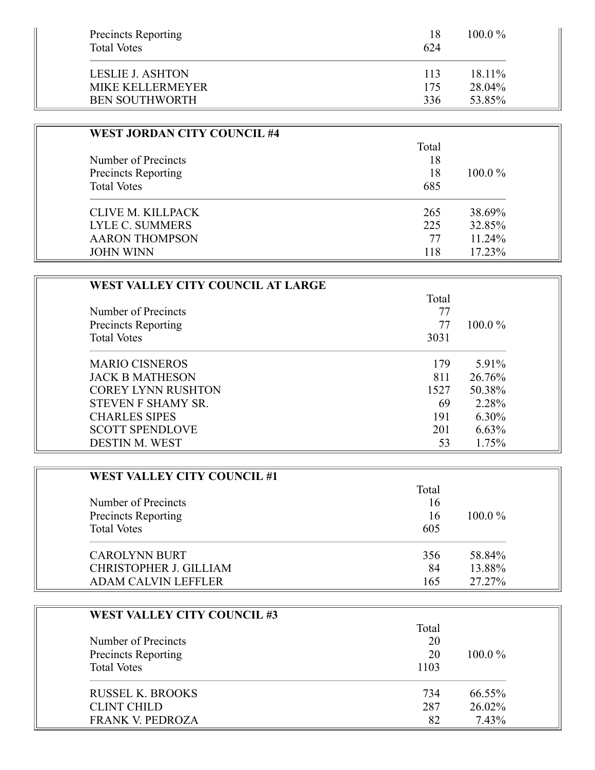| | | |
|---|---|---|
| Precincts Reporting | 18 | 100.0 % |
| Total Votes | 624 | |
| LESLIE J. ASHTON | 113 | 18.11% |
| MIKE KELLERMEYER | 175 | 28.04% |
| BEN SOUTHWORTH | 336 | 53.85% |

**WEST JORDAN CITY COUNCIL #4**

| | Total | |
|---|---|---|
| Number of Precincts | 18 | |
| Precincts Reporting | 18 | 100.0 % |
| Total Votes | 685 | |
| CLIVE M. KILLPACK | 265 | 38.69% |
| LYLE C. SUMMERS | 225 | 32.85% |
| AARON THOMPSON | 77 | 11.24% |
| JOHN WINN | 118 | 17.23% |

**WEST VALLEY CITY COUNCIL AT LARGE**

| | Total | |
|---|---|---|
| Number of Precincts | 77 | |
| Precincts Reporting | 77 | 100.0 % |
| Total Votes | 3031 | |
| MARIO CISNEROS | 179 | 5.91% |
| JACK B MATHESON | 811 | 26.76% |
| COREY LYNN RUSHTON | 1527 | 50.38% |
| STEVEN F SHAMY SR. | 69 | 2.28% |
| CHARLES SIPES | 191 | 6.30% |
| SCOTT SPENDLOVE | 201 | 6.63% |
| DESTIN M. WEST | 53 | 1.75% |

**WEST VALLEY CITY COUNCIL #1**

| | Total | |
|---|---|---|
| Number of Precincts | 16 | |
| Precincts Reporting | 16 | 100.0 % |
| Total Votes | 605 | |
| CAROLYNN BURT | 356 | 58.84% |
| CHRISTOPHER J. GILLIAM | 84 | 13.88% |
| ADAM CALVIN LEFFLER | 165 | 27.27% |

**WEST VALLEY CITY COUNCIL #3**

| | Total | |
|---|---|---|
| Number of Precincts | 20 | |
| Precincts Reporting | 20 | 100.0 % |
| Total Votes | 1103 | |
| RUSSEL K. BROOKS | 734 | 66.55% |
| CLINT CHILD | 287 | 26.02% |
| FRANK V. PEDROZA | 82 | 7.43% |